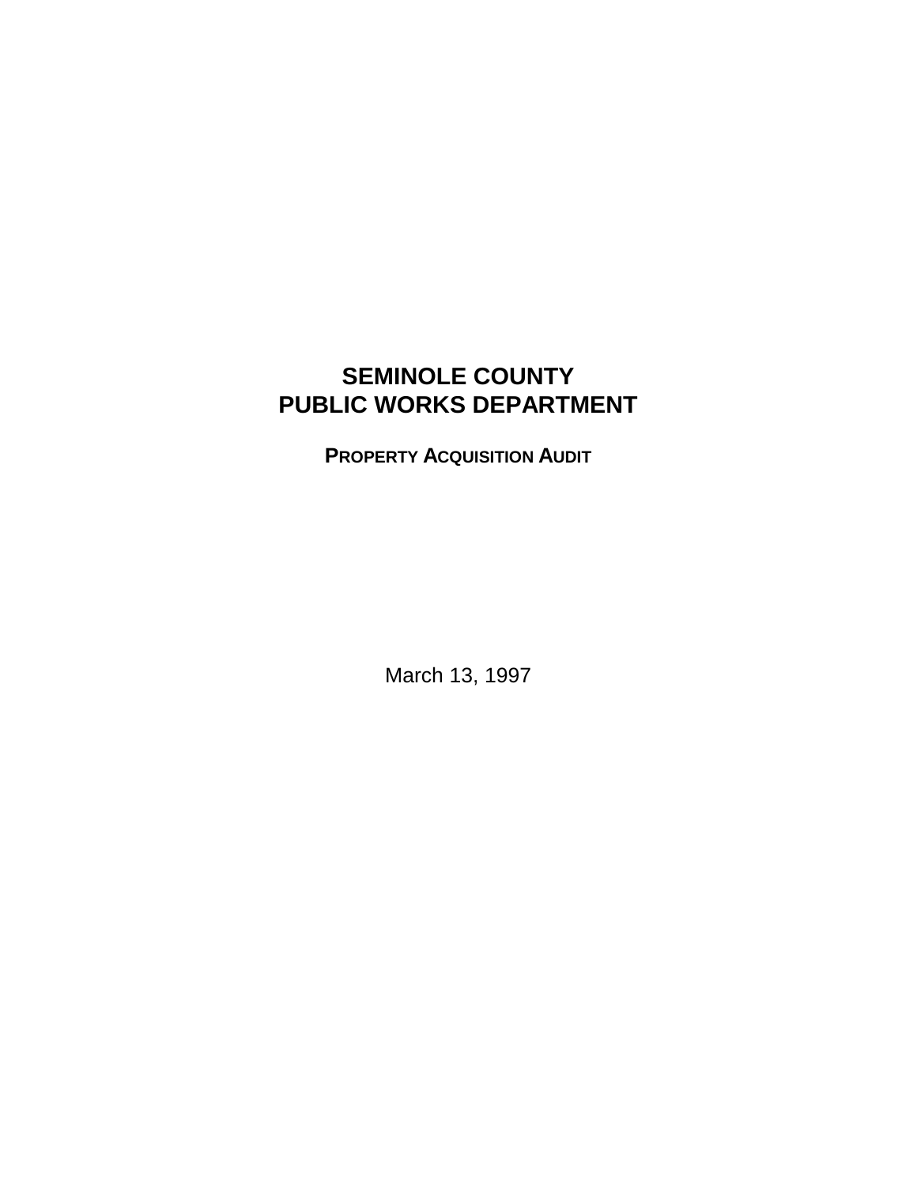# SEMINOLE COUNTY
# PUBLIC WORKS DEPARTMENT

## PROPERTY ACQUISITION AUDIT

March 13, 1997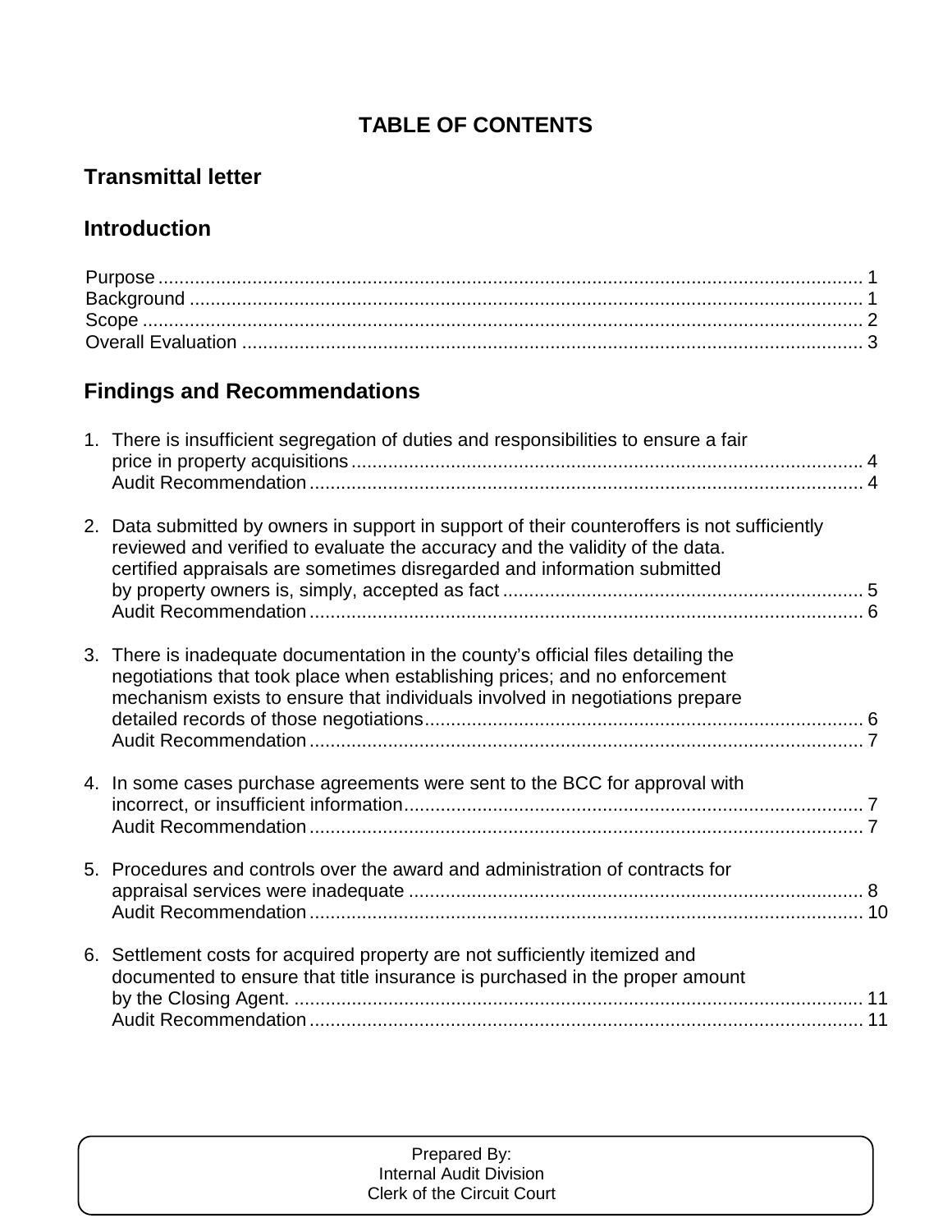# TABLE OF CONTENTS

## Transmittal letter

## Introduction

Purpose ........................................................................................................................ 1
Background .................................................................................................................. 1
Scope ........................................................................................................................... 2
Overall Evaluation ........................................................................................................ 3

## Findings and Recommendations

1. There is insufficient segregation of duties and responsibilities to ensure a fair price in property acquisitions .................................................................................................. 4
   Audit Recommendation .......................................................................................... 4

2. Data submitted by owners in support in support of their counteroffers is not sufficiently reviewed and verified to evaluate the accuracy and the validity of the data. certified appraisals are sometimes disregarded and information submitted by property owners is, simply, accepted as fact ..................................................................... 5
   Audit Recommendation .......................................................................................... 6

3. There is inadequate documentation in the county's official files detailing the negotiations that took place when establishing prices; and no enforcement mechanism exists to ensure that individuals involved in negotiations prepare detailed records of those negotiations..................................................................................... 6
   Audit Recommendation .......................................................................................... 7

4. In some cases purchase agreements were sent to the BCC for approval with incorrect, or insufficient information........................................................................................ 7
   Audit Recommendation .......................................................................................... 7

5. Procedures and controls over the award and administration of contracts for appraisal services were inadequate ....................................................................................... 8
   Audit Recommendation .......................................................................................... 10

6. Settlement costs for acquired property are not sufficiently itemized and documented to ensure that title insurance is purchased in the proper amount by the Closing Agent. ............................................................................................................. 11
   Audit Recommendation .......................................................................................... 11

Prepared By:
Internal Audit Division
Clerk of the Circuit Court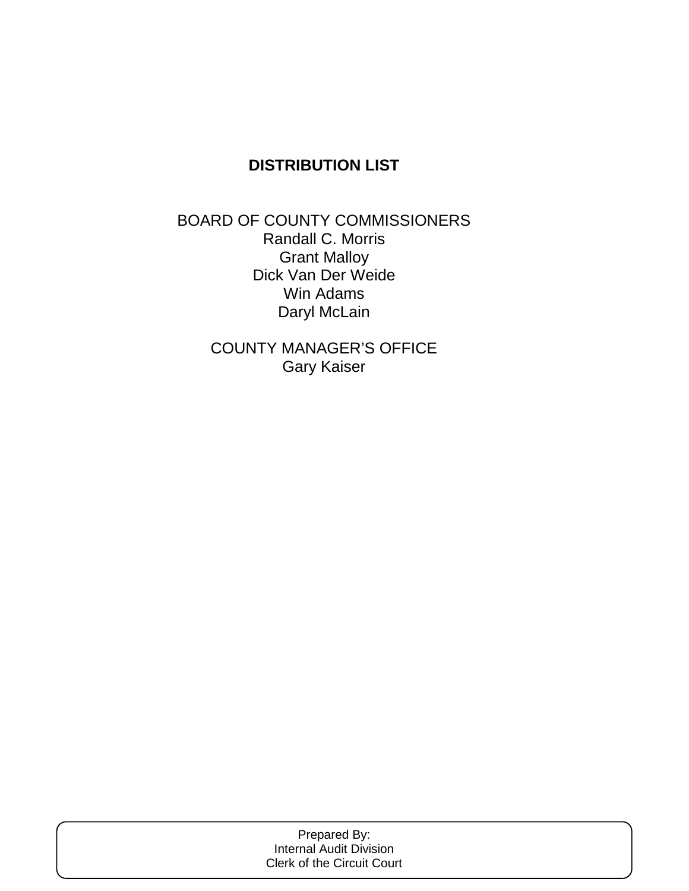## DISTRIBUTION LIST

BOARD OF COUNTY COMMISSIONERS
Randall C. Morris
Grant Malloy
Dick Van Der Weide
Win Adams
Daryl McLain

COUNTY MANAGER'S OFFICE
Gary Kaiser

Prepared By:
Internal Audit Division
Clerk of the Circuit Court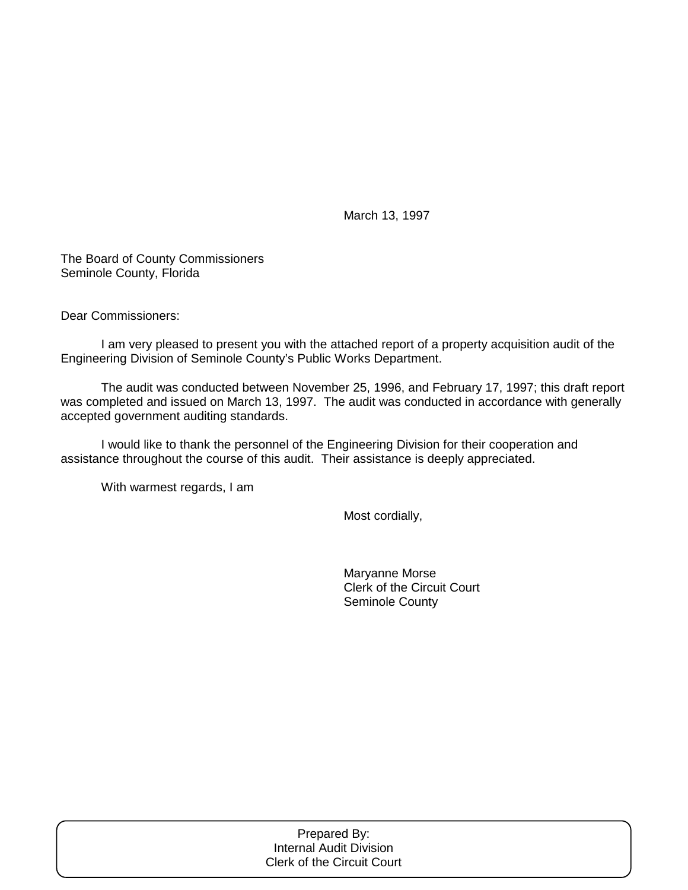March 13, 1997

The Board of County Commissioners
Seminole County, Florida

Dear Commissioners:

I am very pleased to present you with the attached report of a property acquisition audit of the Engineering Division of Seminole County's Public Works Department.

The audit was conducted between November 25, 1996, and February 17, 1997; this draft report was completed and issued on March 13, 1997. The audit was conducted in accordance with generally accepted government auditing standards.

I would like to thank the personnel of the Engineering Division for their cooperation and assistance throughout the course of this audit. Their assistance is deeply appreciated.

With warmest regards, I am

Most cordially,

Maryanne Morse
Clerk of the Circuit Court
Seminole County

Prepared By:
Internal Audit Division
Clerk of the Circuit Court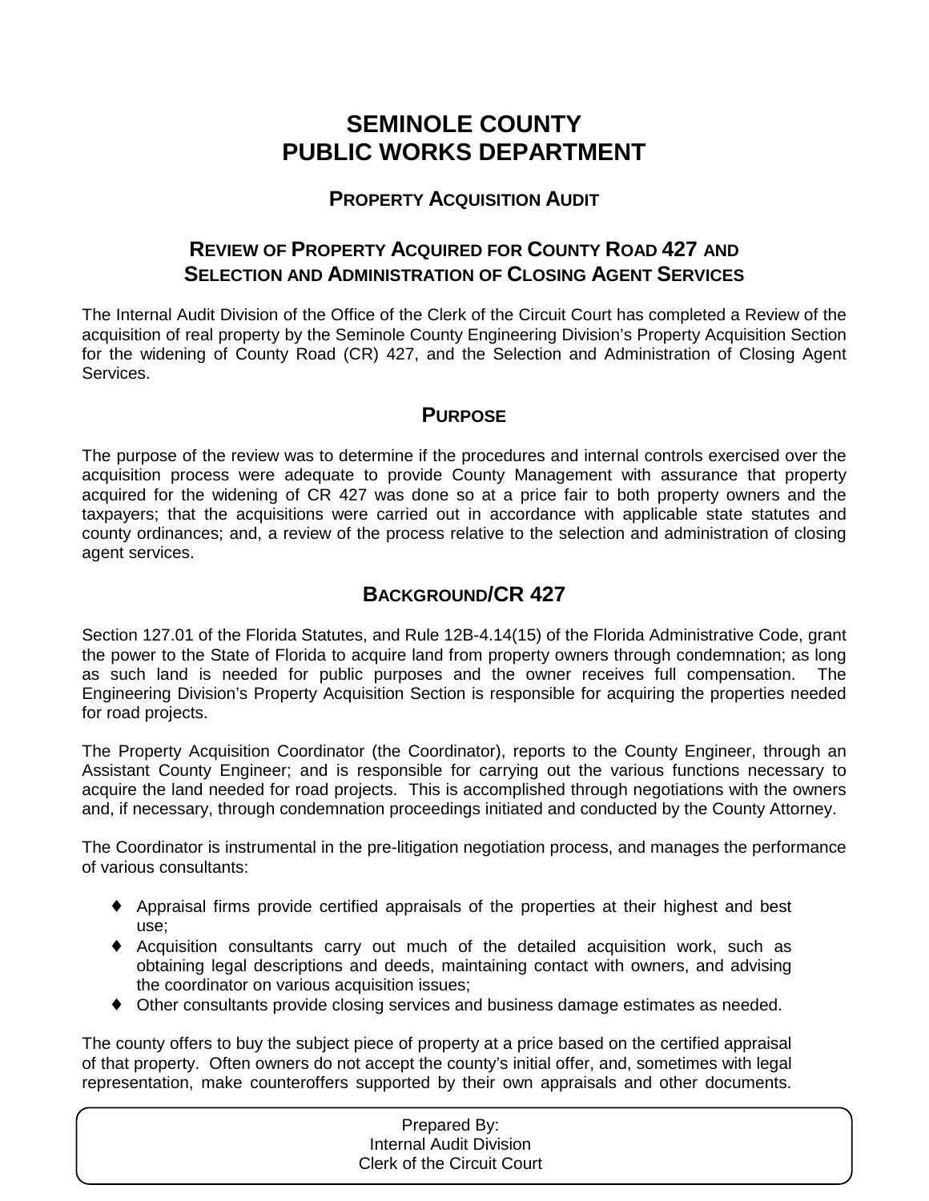# SEMINOLE COUNTY
# PUBLIC WORKS DEPARTMENT

## PROPERTY ACQUISITION AUDIT

## REVIEW OF PROPERTY ACQUIRED FOR COUNTY ROAD 427 AND SELECTION AND ADMINISTRATION OF CLOSING AGENT SERVICES

The Internal Audit Division of the Office of the Clerk of the Circuit Court has completed a Review of the acquisition of real property by the Seminole County Engineering Division's Property Acquisition Section for the widening of County Road (CR) 427, and the Selection and Administration of Closing Agent Services.

## PURPOSE

The purpose of the review was to determine if the procedures and internal controls exercised over the acquisition process were adequate to provide County Management with assurance that property acquired for the widening of CR 427 was done so at a price fair to both property owners and the taxpayers; that the acquisitions were carried out in accordance with applicable state statutes and county ordinances; and, a review of the process relative to the selection and administration of closing agent services.

## BACKGROUND/CR 427

Section 127.01 of the Florida Statutes, and Rule 12B-4.14(15) of the Florida Administrative Code, grant the power to the State of Florida to acquire land from property owners through condemnation; as long as such land is needed for public purposes and the owner receives full compensation. The Engineering Division's Property Acquisition Section is responsible for acquiring the properties needed for road projects.

The Property Acquisition Coordinator (the Coordinator), reports to the County Engineer, through an Assistant County Engineer; and is responsible for carrying out the various functions necessary to acquire the land needed for road projects. This is accomplished through negotiations with the owners and, if necessary, through condemnation proceedings initiated and conducted by the County Attorney.

The Coordinator is instrumental in the pre-litigation negotiation process, and manages the performance of various consultants:

- Appraisal firms provide certified appraisals of the properties at their highest and best use;
- Acquisition consultants carry out much of the detailed acquisition work, such as obtaining legal descriptions and deeds, maintaining contact with owners, and advising the coordinator on various acquisition issues;
- Other consultants provide closing services and business damage estimates as needed.

The county offers to buy the subject piece of property at a price based on the certified appraisal of that property. Often owners do not accept the county's initial offer, and, sometimes with legal representation, make counteroffers supported by their own appraisals and other documents.

Prepared By:
Internal Audit Division
Clerk of the Circuit Court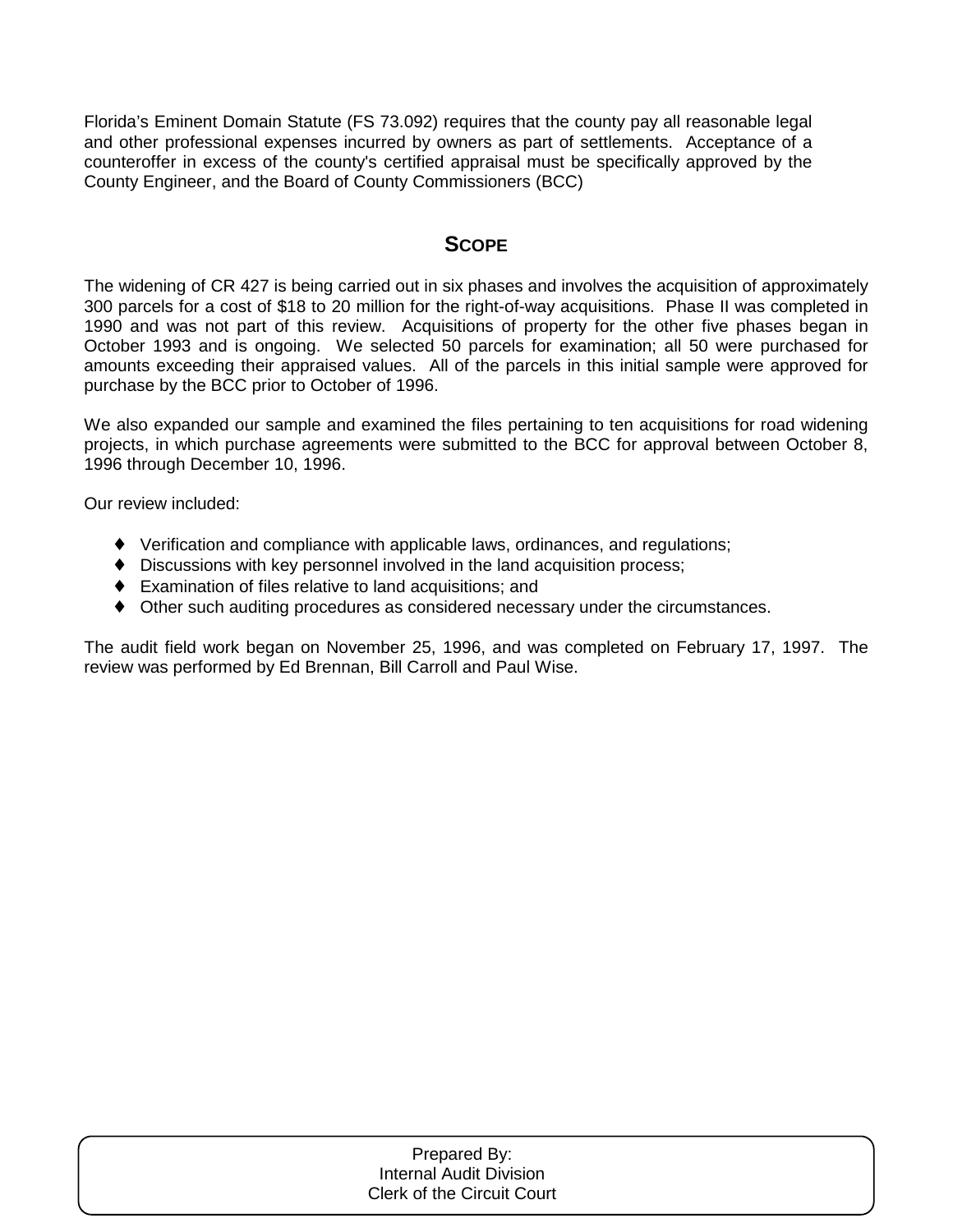Florida's Eminent Domain Statute (FS 73.092) requires that the county pay all reasonable legal and other professional expenses incurred by owners as part of settlements. Acceptance of a counteroffer in excess of the county's certified appraisal must be specifically approved by the County Engineer, and the Board of County Commissioners (BCC)

## SCOPE

The widening of CR 427 is being carried out in six phases and involves the acquisition of approximately 300 parcels for a cost of $18 to 20 million for the right-of-way acquisitions. Phase II was completed in 1990 and was not part of this review. Acquisitions of property for the other five phases began in October 1993 and is ongoing. We selected 50 parcels for examination; all 50 were purchased for amounts exceeding their appraised values. All of the parcels in this initial sample were approved for purchase by the BCC prior to October of 1996.

We also expanded our sample and examined the files pertaining to ten acquisitions for road widening projects, in which purchase agreements were submitted to the BCC for approval between October 8, 1996 through December 10, 1996.

Our review included:

- Verification and compliance with applicable laws, ordinances, and regulations;
- Discussions with key personnel involved in the land acquisition process;
- Examination of files relative to land acquisitions; and
- Other such auditing procedures as considered necessary under the circumstances.

The audit field work began on November 25, 1996, and was completed on February 17, 1997. The review was performed by Ed Brennan, Bill Carroll and Paul Wise.

Prepared By:
Internal Audit Division
Clerk of the Circuit Court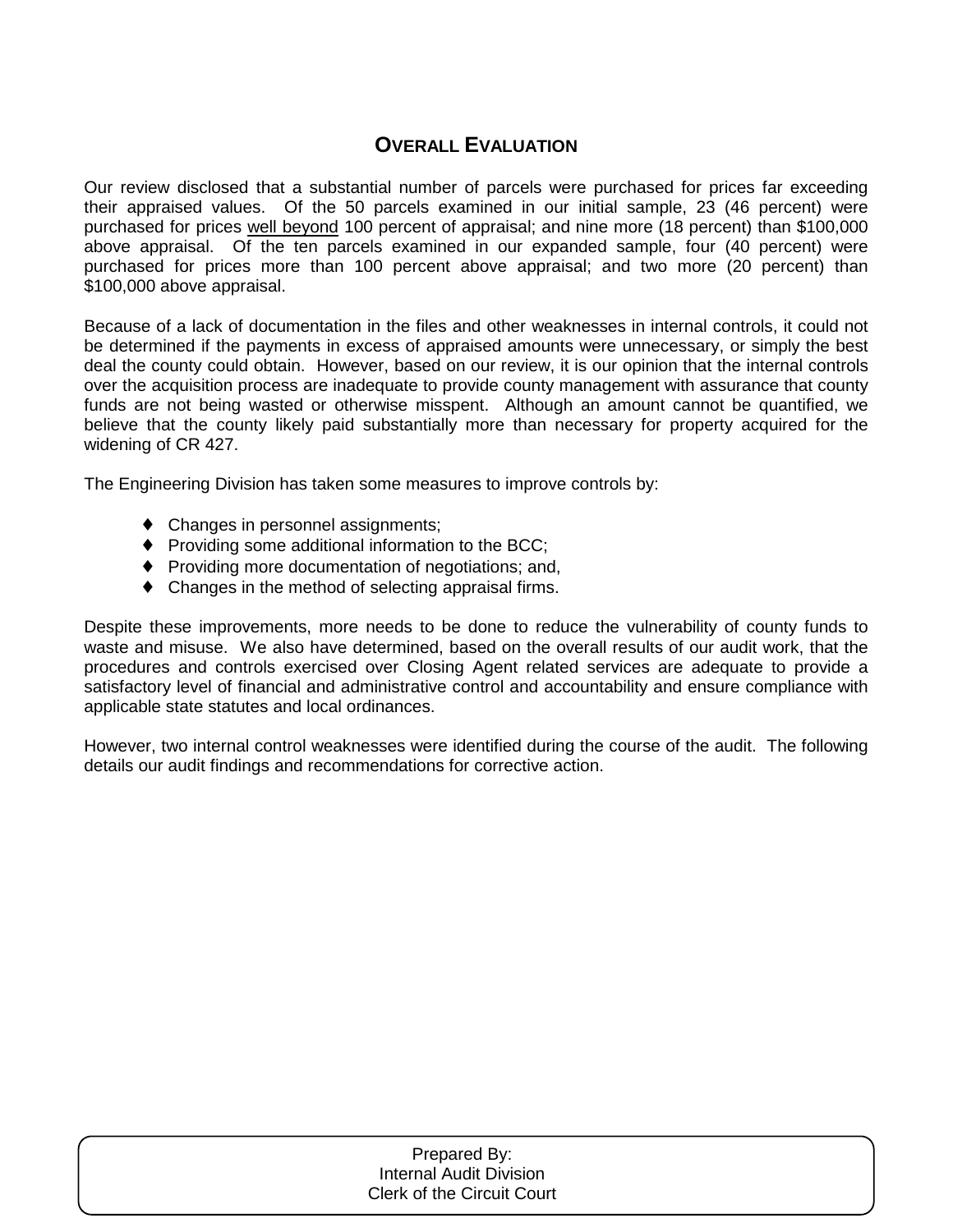## Overall Evaluation

Our review disclosed that a substantial number of parcels were purchased for prices far exceeding their appraised values. Of the 50 parcels examined in our initial sample, 23 (46 percent) were purchased for prices <u>well beyond</u> 100 percent of appraisal; and nine more (18 percent) than $100,000 above appraisal. Of the ten parcels examined in our expanded sample, four (40 percent) were purchased for prices more than 100 percent above appraisal; and two more (20 percent) than $100,000 above appraisal.

Because of a lack of documentation in the files and other weaknesses in internal controls, it could not be determined if the payments in excess of appraised amounts were unnecessary, or simply the best deal the county could obtain. However, based on our review, it is our opinion that the internal controls over the acquisition process are inadequate to provide county management with assurance that county funds are not being wasted or otherwise misspent. Although an amount cannot be quantified, we believe that the county likely paid substantially more than necessary for property acquired for the widening of CR 427.

The Engineering Division has taken some measures to improve controls by:

- Changes in personnel assignments;
- Providing some additional information to the BCC;
- Providing more documentation of negotiations; and,
- Changes in the method of selecting appraisal firms.

Despite these improvements, more needs to be done to reduce the vulnerability of county funds to waste and misuse. We also have determined, based on the overall results of our audit work, that the procedures and controls exercised over Closing Agent related services are adequate to provide a satisfactory level of financial and administrative control and accountability and ensure compliance with applicable state statutes and local ordinances.

However, two internal control weaknesses were identified during the course of the audit. The following details our audit findings and recommendations for corrective action.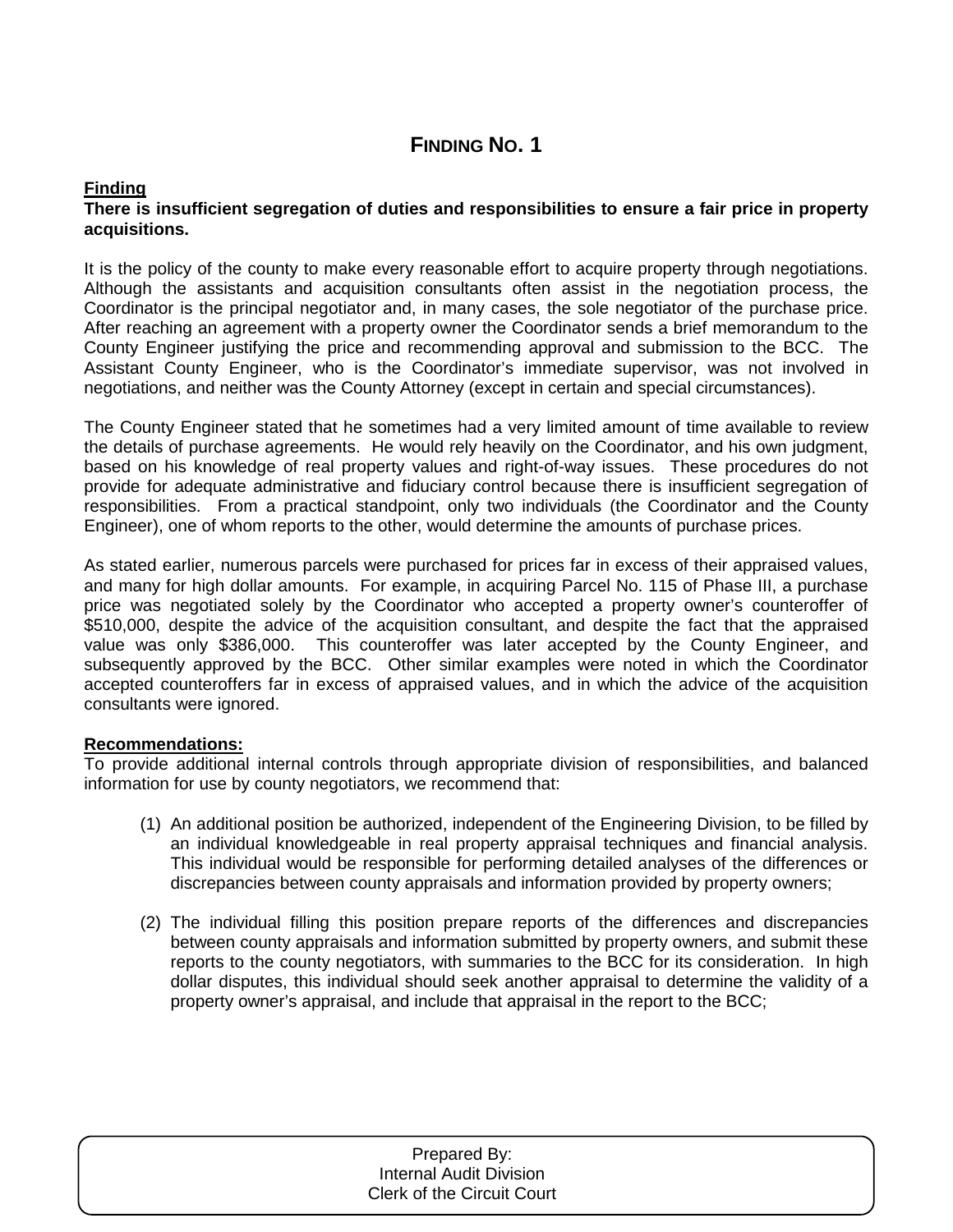# FINDING NO. 1

**Finding**

**There is insufficient segregation of duties and responsibilities to ensure a fair price in property acquisitions.**

It is the policy of the county to make every reasonable effort to acquire property through negotiations. Although the assistants and acquisition consultants often assist in the negotiation process, the Coordinator is the principal negotiator and, in many cases, the sole negotiator of the purchase price. After reaching an agreement with a property owner the Coordinator sends a brief memorandum to the County Engineer justifying the price and recommending approval and submission to the BCC. The Assistant County Engineer, who is the Coordinator's immediate supervisor, was not involved in negotiations, and neither was the County Attorney (except in certain and special circumstances).

The County Engineer stated that he sometimes had a very limited amount of time available to review the details of purchase agreements. He would rely heavily on the Coordinator, and his own judgment, based on his knowledge of real property values and right-of-way issues. These procedures do not provide for adequate administrative and fiduciary control because there is insufficient segregation of responsibilities. From a practical standpoint, only two individuals (the Coordinator and the County Engineer), one of whom reports to the other, would determine the amounts of purchase prices.

As stated earlier, numerous parcels were purchased for prices far in excess of their appraised values, and many for high dollar amounts. For example, in acquiring Parcel No. 115 of Phase III, a purchase price was negotiated solely by the Coordinator who accepted a property owner's counteroffer of $510,000, despite the advice of the acquisition consultant, and despite the fact that the appraised value was only $386,000. This counteroffer was later accepted by the County Engineer, and subsequently approved by the BCC. Other similar examples were noted in which the Coordinator accepted counteroffers far in excess of appraised values, and in which the advice of the acquisition consultants were ignored.

**Recommendations:**

To provide additional internal controls through appropriate division of responsibilities, and balanced information for use by county negotiators, we recommend that:

(1) An additional position be authorized, independent of the Engineering Division, to be filled by an individual knowledgeable in real property appraisal techniques and financial analysis. This individual would be responsible for performing detailed analyses of the differences or discrepancies between county appraisals and information provided by property owners;

(2) The individual filling this position prepare reports of the differences and discrepancies between county appraisals and information submitted by property owners, and submit these reports to the county negotiators, with summaries to the BCC for its consideration. In high dollar disputes, this individual should seek another appraisal to determine the validity of a property owner's appraisal, and include that appraisal in the report to the BCC;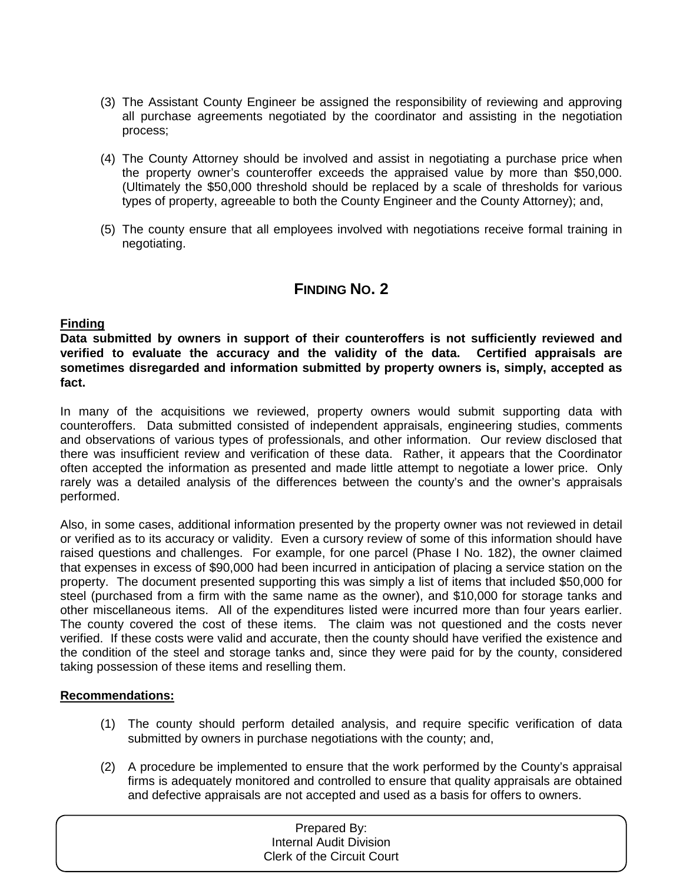(3) The Assistant County Engineer be assigned the responsibility of reviewing and approving all purchase agreements negotiated by the coordinator and assisting in the negotiation process;

(4) The County Attorney should be involved and assist in negotiating a purchase price when the property owner's counteroffer exceeds the appraised value by more than $50,000. (Ultimately the $50,000 threshold should be replaced by a scale of thresholds for various types of property, agreeable to both the County Engineer and the County Attorney); and,

(5) The county ensure that all employees involved with negotiations receive formal training in negotiating.

## FINDING NO. 2

**Finding**

**Data submitted by owners in support of their counteroffers is not sufficiently reviewed and verified to evaluate the accuracy and the validity of the data. Certified appraisals are sometimes disregarded and information submitted by property owners is, simply, accepted as fact.**

In many of the acquisitions we reviewed, property owners would submit supporting data with counteroffers. Data submitted consisted of independent appraisals, engineering studies, comments and observations of various types of professionals, and other information. Our review disclosed that there was insufficient review and verification of these data. Rather, it appears that the Coordinator often accepted the information as presented and made little attempt to negotiate a lower price. Only rarely was a detailed analysis of the differences between the county's and the owner's appraisals performed.

Also, in some cases, additional information presented by the property owner was not reviewed in detail or verified as to its accuracy or validity. Even a cursory review of some of this information should have raised questions and challenges. For example, for one parcel (Phase I No. 182), the owner claimed that expenses in excess of $90,000 had been incurred in anticipation of placing a service station on the property. The document presented supporting this was simply a list of items that included $50,000 for steel (purchased from a firm with the same name as the owner), and $10,000 for storage tanks and other miscellaneous items. All of the expenditures listed were incurred more than four years earlier. The county covered the cost of these items. The claim was not questioned and the costs never verified. If these costs were valid and accurate, then the county should have verified the existence and the condition of the steel and storage tanks and, since they were paid for by the county, considered taking possession of these items and reselling them.

**Recommendations:**

(1) The county should perform detailed analysis, and require specific verification of data submitted by owners in purchase negotiations with the county; and,

(2) A procedure be implemented to ensure that the work performed by the County's appraisal firms is adequately monitored and controlled to ensure that quality appraisals are obtained and defective appraisals are not accepted and used as a basis for offers to owners.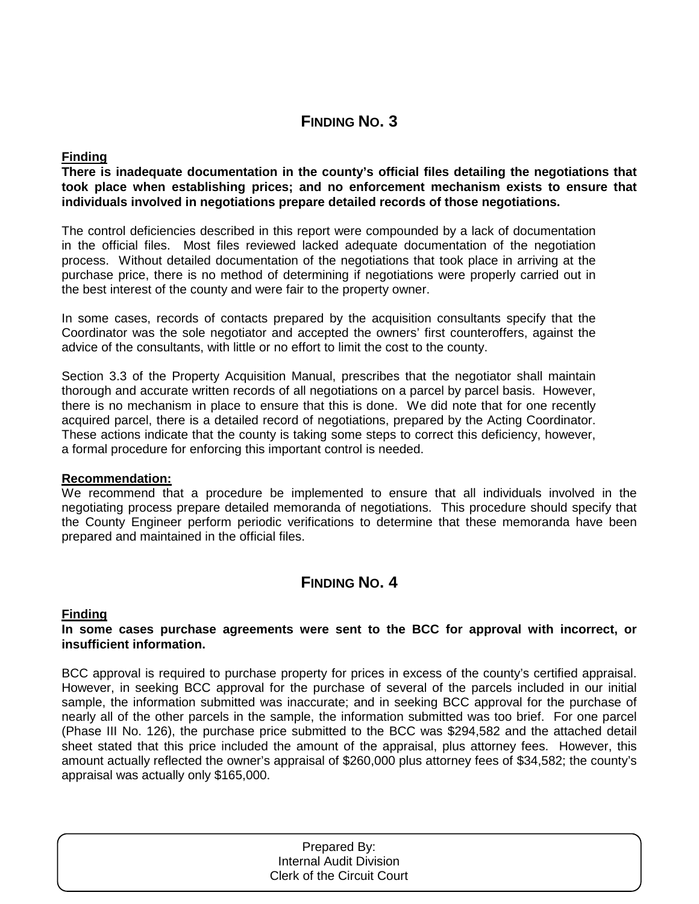## FINDING NO. 3

**Finding**

**There is inadequate documentation in the county's official files detailing the negotiations that took place when establishing prices; and no enforcement mechanism exists to ensure that individuals involved in negotiations prepare detailed records of those negotiations.**

The control deficiencies described in this report were compounded by a lack of documentation in the official files. Most files reviewed lacked adequate documentation of the negotiation process. Without detailed documentation of the negotiations that took place in arriving at the purchase price, there is no method of determining if negotiations were properly carried out in the best interest of the county and were fair to the property owner.

In some cases, records of contacts prepared by the acquisition consultants specify that the Coordinator was the sole negotiator and accepted the owners' first counteroffers, against the advice of the consultants, with little or no effort to limit the cost to the county.

Section 3.3 of the Property Acquisition Manual, prescribes that the negotiator shall maintain thorough and accurate written records of all negotiations on a parcel by parcel basis. However, there is no mechanism in place to ensure that this is done. We did note that for one recently acquired parcel, there is a detailed record of negotiations, prepared by the Acting Coordinator. These actions indicate that the county is taking some steps to correct this deficiency, however, a formal procedure for enforcing this important control is needed.

**Recommendation:**

We recommend that a procedure be implemented to ensure that all individuals involved in the negotiating process prepare detailed memoranda of negotiations. This procedure should specify that the County Engineer perform periodic verifications to determine that these memoranda have been prepared and maintained in the official files.

## FINDING NO. 4

**Finding**

**In some cases purchase agreements were sent to the BCC for approval with incorrect, or insufficient information.**

BCC approval is required to purchase property for prices in excess of the county's certified appraisal. However, in seeking BCC approval for the purchase of several of the parcels included in our initial sample, the information submitted was inaccurate; and in seeking BCC approval for the purchase of nearly all of the other parcels in the sample, the information submitted was too brief. For one parcel (Phase III No. 126), the purchase price submitted to the BCC was $294,582 and the attached detail sheet stated that this price included the amount of the appraisal, plus attorney fees. However, this amount actually reflected the owner's appraisal of $260,000 plus attorney fees of $34,582; the county's appraisal was actually only $165,000.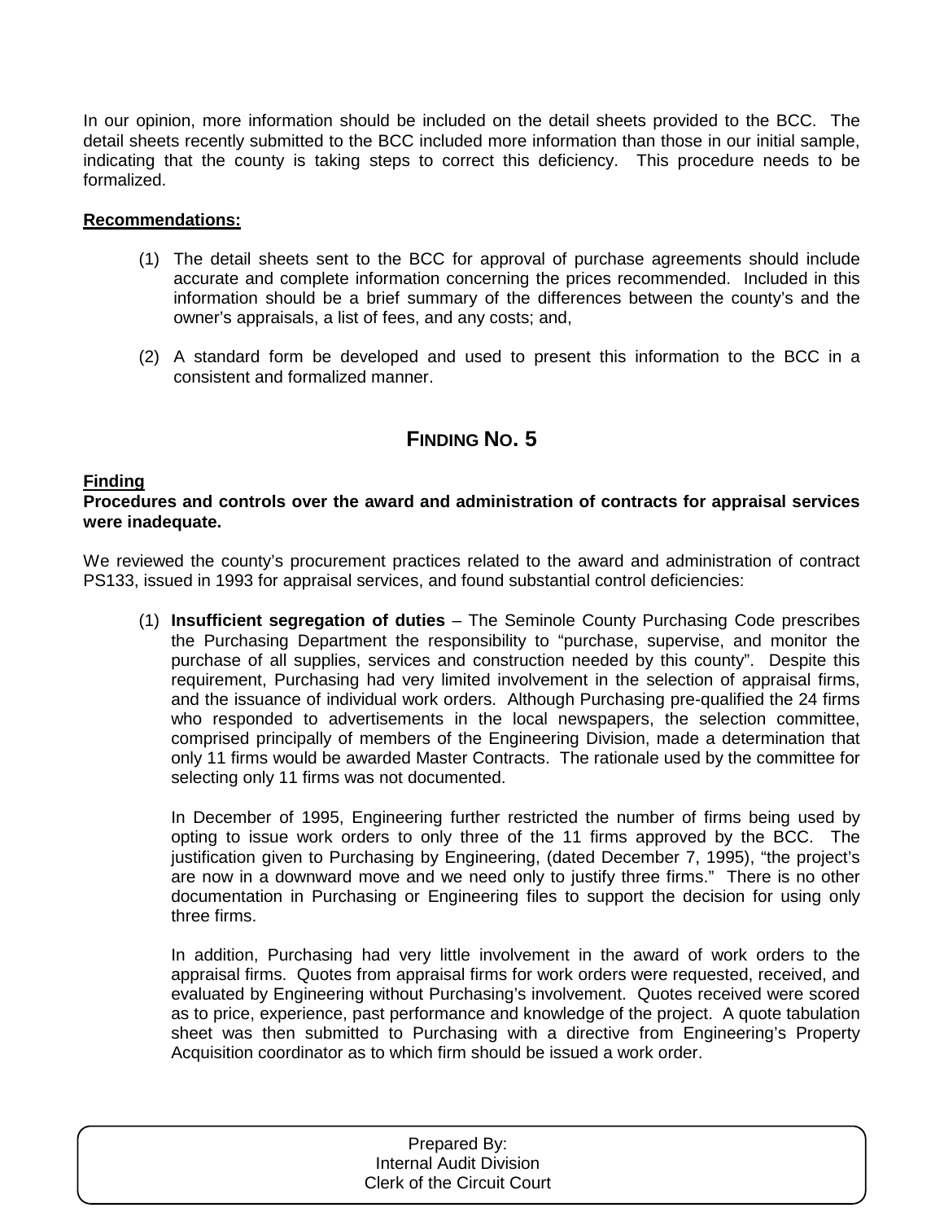In our opinion, more information should be included on the detail sheets provided to the BCC. The detail sheets recently submitted to the BCC included more information than those in our initial sample, indicating that the county is taking steps to correct this deficiency. This procedure needs to be formalized.

**Recommendations:**

(1) The detail sheets sent to the BCC for approval of purchase agreements should include accurate and complete information concerning the prices recommended. Included in this information should be a brief summary of the differences between the county's and the owner's appraisals, a list of fees, and any costs; and,

(2) A standard form be developed and used to present this information to the BCC in a consistent and formalized manner.

## FINDING NO. 5

**Finding**

**Procedures and controls over the award and administration of contracts for appraisal services were inadequate.**

We reviewed the county's procurement practices related to the award and administration of contract PS133, issued in 1993 for appraisal services, and found substantial control deficiencies:

(1) **Insufficient segregation of duties** – The Seminole County Purchasing Code prescribes the Purchasing Department the responsibility to "purchase, supervise, and monitor the purchase of all supplies, services and construction needed by this county". Despite this requirement, Purchasing had very limited involvement in the selection of appraisal firms, and the issuance of individual work orders. Although Purchasing pre-qualified the 24 firms who responded to advertisements in the local newspapers, the selection committee, comprised principally of members of the Engineering Division, made a determination that only 11 firms would be awarded Master Contracts. The rationale used by the committee for selecting only 11 firms was not documented.

In December of 1995, Engineering further restricted the number of firms being used by opting to issue work orders to only three of the 11 firms approved by the BCC. The justification given to Purchasing by Engineering, (dated December 7, 1995), "the project's are now in a downward move and we need only to justify three firms." There is no other documentation in Purchasing or Engineering files to support the decision for using only three firms.

In addition, Purchasing had very little involvement in the award of work orders to the appraisal firms. Quotes from appraisal firms for work orders were requested, received, and evaluated by Engineering without Purchasing's involvement. Quotes received were scored as to price, experience, past performance and knowledge of the project. A quote tabulation sheet was then submitted to Purchasing with a directive from Engineering's Property Acquisition coordinator as to which firm should be issued a work order.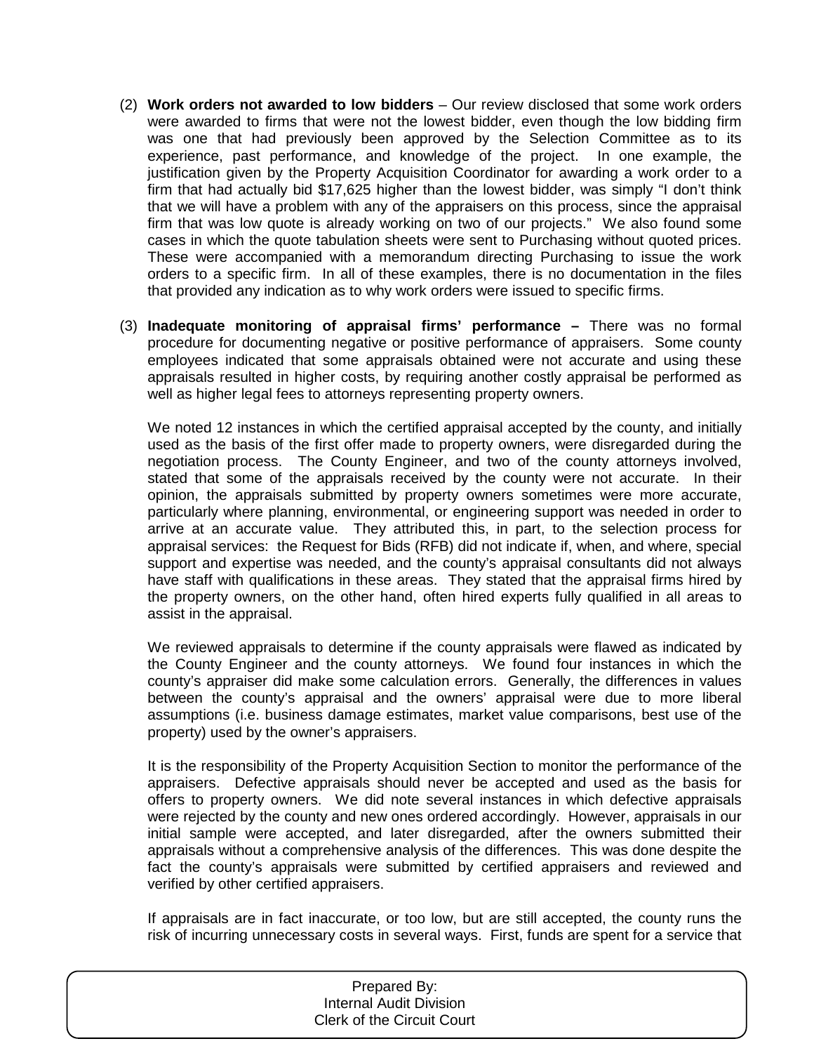(2) **Work orders not awarded to low bidders** – Our review disclosed that some work orders were awarded to firms that were not the lowest bidder, even though the low bidding firm was one that had previously been approved by the Selection Committee as to its experience, past performance, and knowledge of the project. In one example, the justification given by the Property Acquisition Coordinator for awarding a work order to a firm that had actually bid $17,625 higher than the lowest bidder, was simply "I don't think that we will have a problem with any of the appraisers on this process, since the appraisal firm that was low quote is already working on two of our projects." We also found some cases in which the quote tabulation sheets were sent to Purchasing without quoted prices. These were accompanied with a memorandum directing Purchasing to issue the work orders to a specific firm. In all of these examples, there is no documentation in the files that provided any indication as to why work orders were issued to specific firms.

(3) **Inadequate monitoring of appraisal firms' performance –** There was no formal procedure for documenting negative or positive performance of appraisers. Some county employees indicated that some appraisals obtained were not accurate and using these appraisals resulted in higher costs, by requiring another costly appraisal be performed as well as higher legal fees to attorneys representing property owners.

We noted 12 instances in which the certified appraisal accepted by the county, and initially used as the basis of the first offer made to property owners, were disregarded during the negotiation process. The County Engineer, and two of the county attorneys involved, stated that some of the appraisals received by the county were not accurate. In their opinion, the appraisals submitted by property owners sometimes were more accurate, particularly where planning, environmental, or engineering support was needed in order to arrive at an accurate value. They attributed this, in part, to the selection process for appraisal services: the Request for Bids (RFB) did not indicate if, when, and where, special support and expertise was needed, and the county's appraisal consultants did not always have staff with qualifications in these areas. They stated that the appraisal firms hired by the property owners, on the other hand, often hired experts fully qualified in all areas to assist in the appraisal.

We reviewed appraisals to determine if the county appraisals were flawed as indicated by the County Engineer and the county attorneys. We found four instances in which the county's appraiser did make some calculation errors. Generally, the differences in values between the county's appraisal and the owners' appraisal were due to more liberal assumptions (i.e. business damage estimates, market value comparisons, best use of the property) used by the owner's appraisers.

It is the responsibility of the Property Acquisition Section to monitor the performance of the appraisers. Defective appraisals should never be accepted and used as the basis for offers to property owners. We did note several instances in which defective appraisals were rejected by the county and new ones ordered accordingly. However, appraisals in our initial sample were accepted, and later disregarded, after the owners submitted their appraisals without a comprehensive analysis of the differences. This was done despite the fact the county's appraisals were submitted by certified appraisers and reviewed and verified by other certified appraisers.

If appraisals are in fact inaccurate, or too low, but are still accepted, the county runs the risk of incurring unnecessary costs in several ways. First, funds are spent for a service that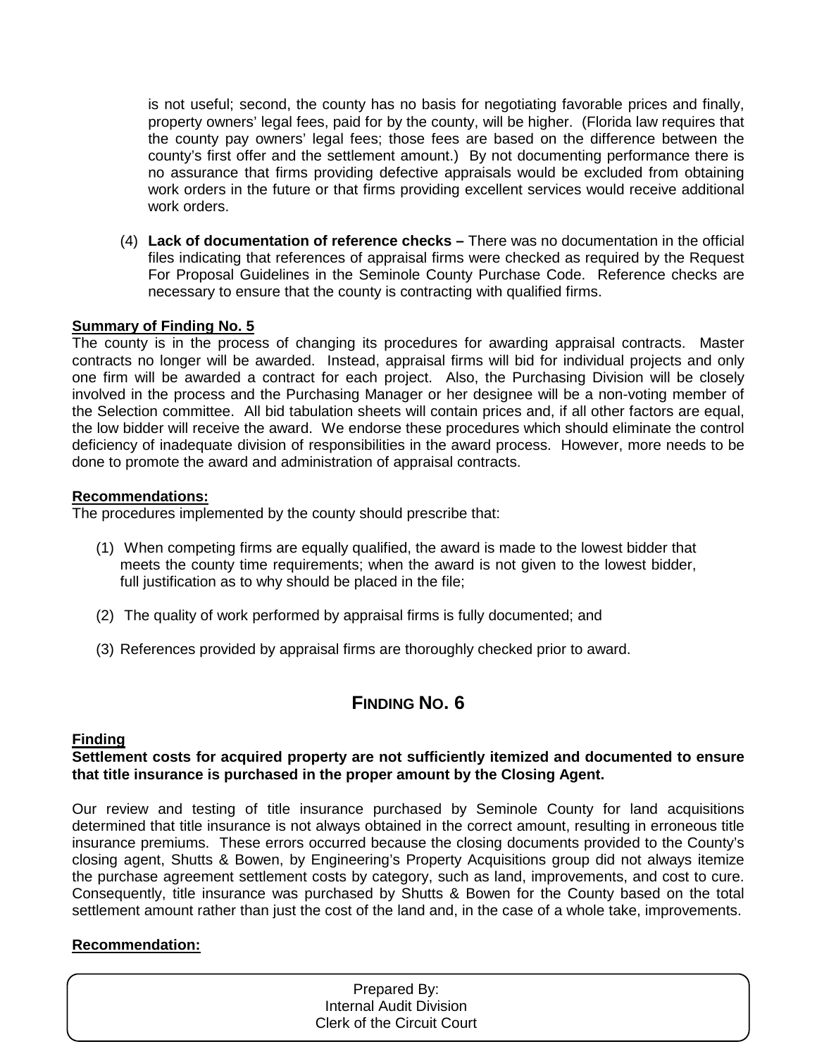is not useful; second, the county has no basis for negotiating favorable prices and finally, property owners' legal fees, paid for by the county, will be higher. (Florida law requires that the county pay owners' legal fees; those fees are based on the difference between the county's first offer and the settlement amount.) By not documenting performance there is no assurance that firms providing defective appraisals would be excluded from obtaining work orders in the future or that firms providing excellent services would receive additional work orders.

(4) **Lack of documentation of reference checks –** There was no documentation in the official files indicating that references of appraisal firms were checked as required by the Request For Proposal Guidelines in the Seminole County Purchase Code. Reference checks are necessary to ensure that the county is contracting with qualified firms.

**Summary of Finding No. 5**

The county is in the process of changing its procedures for awarding appraisal contracts. Master contracts no longer will be awarded. Instead, appraisal firms will bid for individual projects and only one firm will be awarded a contract for each project. Also, the Purchasing Division will be closely involved in the process and the Purchasing Manager or her designee will be a non-voting member of the Selection committee. All bid tabulation sheets will contain prices and, if all other factors are equal, the low bidder will receive the award. We endorse these procedures which should eliminate the control deficiency of inadequate division of responsibilities in the award process. However, more needs to be done to promote the award and administration of appraisal contracts.

**Recommendations:**

The procedures implemented by the county should prescribe that:

(1) When competing firms are equally qualified, the award is made to the lowest bidder that meets the county time requirements; when the award is not given to the lowest bidder, full justification as to why should be placed in the file;

(2) The quality of work performed by appraisal firms is fully documented; and

(3) References provided by appraisal firms are thoroughly checked prior to award.

## FINDING NO. 6

**Finding**

**Settlement costs for acquired property are not sufficiently itemized and documented to ensure that title insurance is purchased in the proper amount by the Closing Agent.**

Our review and testing of title insurance purchased by Seminole County for land acquisitions determined that title insurance is not always obtained in the correct amount, resulting in erroneous title insurance premiums. These errors occurred because the closing documents provided to the County's closing agent, Shutts & Bowen, by Engineering's Property Acquisitions group did not always itemize the purchase agreement settlement costs by category, such as land, improvements, and cost to cure. Consequently, title insurance was purchased by Shutts & Bowen for the County based on the total settlement amount rather than just the cost of the land and, in the case of a whole take, improvements.

**Recommendation:**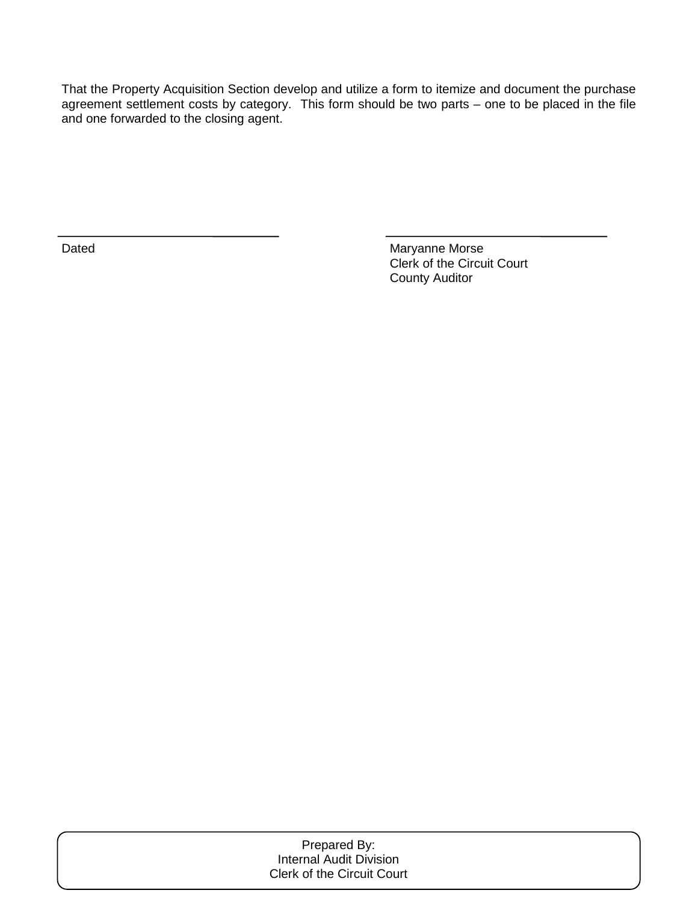That the Property Acquisition Section develop and utilize a form to itemize and document the purchase agreement settlement costs by category. This form should be two parts – one to be placed in the file and one forwarded to the closing agent.

______________________________

Dated

______________________________

Maryanne Morse
Clerk of the Circuit Court
County Auditor

Prepared By:
Internal Audit Division
Clerk of the Circuit Court